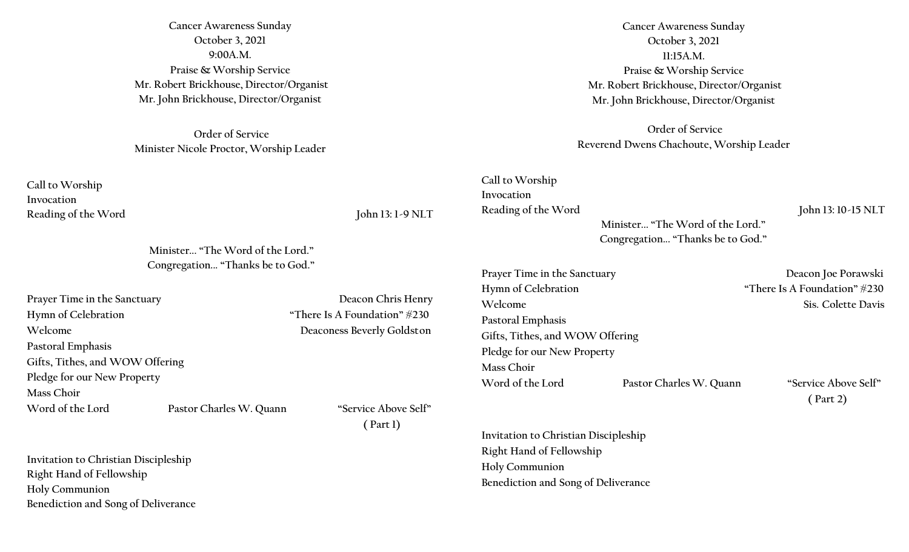Cancer Awareness Sunday
October 3, 2021
9:00A.M.
Praise & Worship Service
Mr. Robert Brickhouse, Director/Organist
Mr. John Brickhouse, Director/Organist

Order of Service
Minister Nicole Proctor, Worship Leader

Call to Worship
Invocation
Reading of the Word — John 13: 1-9 NLT

Minister… "The Word of the Lord."
Congregation… "Thanks be to God."

Prayer Time in the Sanctuary — Deacon Chris Henry
Hymn of Celebration — "There Is A Foundation" #230
Welcome — Deaconess Beverly Goldston
Pastoral Emphasis
Gifts, Tithes, and WOW Offering
Pledge for our New Property
Mass Choir
Word of the Lord — Pastor Charles W. Quann — "Service Above Self" ( Part 1)

Invitation to Christian Discipleship
Right Hand of Fellowship
Holy Communion
Benediction and Song of Deliverance

Cancer Awareness Sunday
October 3, 2021
11:15A.M.
Praise & Worship Service
Mr. Robert Brickhouse, Director/Organist
Mr. John Brickhouse, Director/Organist

Order of Service
Reverend Dwens Chachoute, Worship Leader

Call to Worship
Invocation
Reading of the Word — John 13: 10-15 NLT

Minister… "The Word of the Lord."
Congregation… "Thanks be to God."

Prayer Time in the Sanctuary — Deacon Joe Porawski
Hymn of Celebration — "There Is A Foundation" #230
Welcome — Sis. Colette Davis
Pastoral Emphasis
Gifts, Tithes, and WOW Offering
Pledge for our New Property
Mass Choir
Word of the Lord — Pastor Charles W. Quann — "Service Above Self" ( Part 2)

Invitation to Christian Discipleship
Right Hand of Fellowship
Holy Communion
Benediction and Song of Deliverance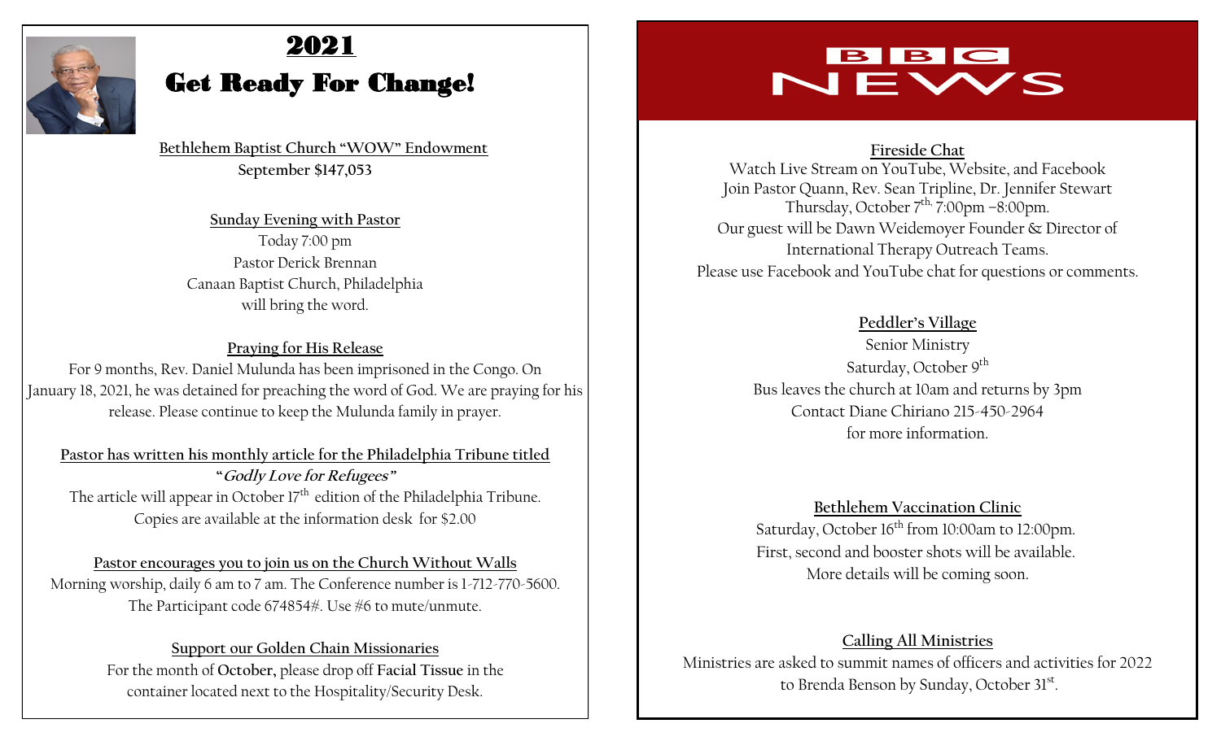# 2021

# Get Ready For Change!

**Bethlehem Baptist Church "WOW" Endowment**
**September $147,053**

**Sunday Evening with Pastor**
Today 7:00 pm
Pastor Derick Brennan
Canaan Baptist Church, Philadelphia
will bring the word.

**Praying for His Release**
For 9 months, Rev. Daniel Mulunda has been imprisoned in the Congo. On January 18, 2021, he was detained for preaching the word of God. We are praying for his release. Please continue to keep the Mulunda family in prayer.

**Pastor has written his monthly article for the Philadelphia Tribune titled "*Godly Love for Refugees*"**
The article will appear in October 17th edition of the Philadelphia Tribune. Copies are available at the information desk for $2.00

**Pastor encourages you to join us on the Church Without Walls**
Morning worship, daily 6 am to 7 am. The Conference number is 1-712-770-5600. The Participant code 674854#. Use #6 to mute/unmute.

**Support our Golden Chain Missionaries**
For the month of **October,** please drop off **Facial Tissue** in the container located next to the Hospitality/Security Desk.

# BBC NEWS

**Fireside Chat**
Watch Live Stream on YouTube, Website, and Facebook
Join Pastor Quann, Rev. Sean Tripline, Dr. Jennifer Stewart
Thursday, October 7th, 7:00pm –8:00pm.
Our guest will be Dawn Weidemoyer Founder & Director of International Therapy Outreach Teams.
Please use Facebook and YouTube chat for questions or comments.

**Peddler's Village**
Senior Ministry
Saturday, October 9th
Bus leaves the church at 10am and returns by 3pm
Contact Diane Chiriano 215-450-2964
for more information.

**Bethlehem Vaccination Clinic**
Saturday, October 16th from 10:00am to 12:00pm.
First, second and booster shots will be available.
More details will be coming soon.

**Calling All Ministries**
Ministries are asked to summit names of officers and activities for 2022 to Brenda Benson by Sunday, October 31st.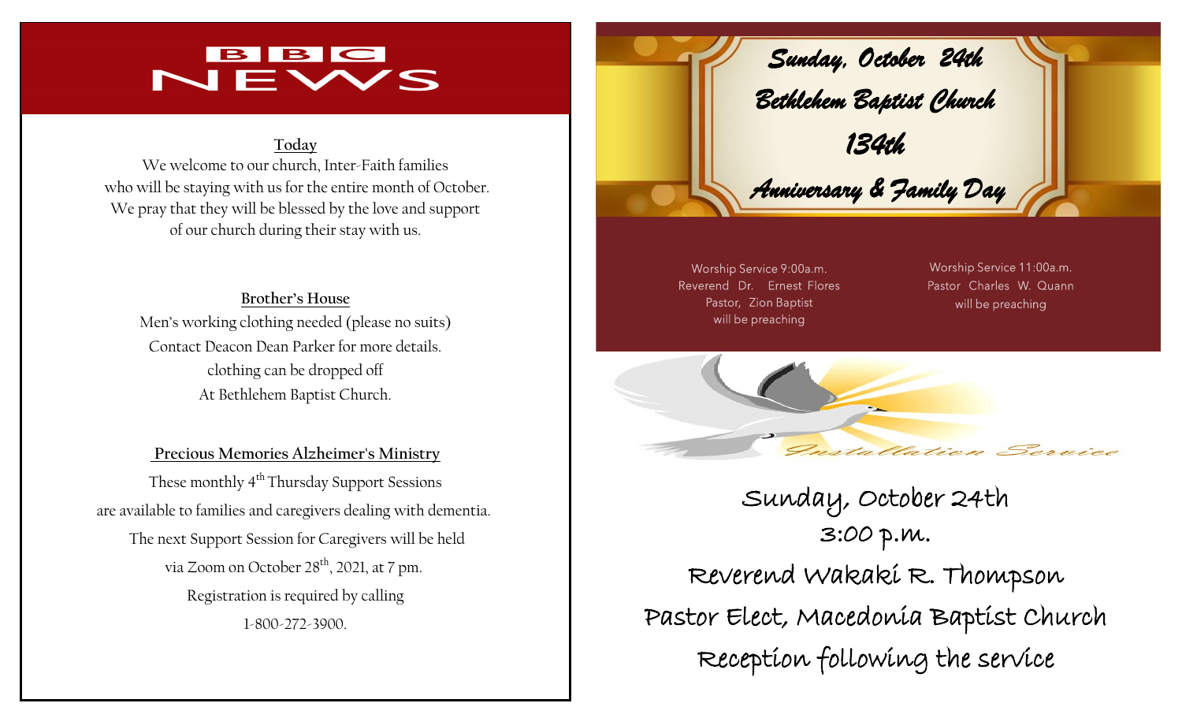# BBC NEWS

**Today**

We welcome to our church, Inter-Faith families who will be staying with us for the entire month of October. We pray that they will be blessed by the love and support of our church during their stay with us.

**Brother's House**

Men's working clothing needed (please no suits)
Contact Deacon Dean Parker for more details.
clothing can be dropped off
At Bethlehem Baptist Church.

**Precious Memories Alzheimer's Ministry**

These monthly 4th Thursday Support Sessions are available to families and caregivers dealing with dementia. The next Support Session for Caregivers will be held via Zoom on October 28th, 2021, at 7 pm. Registration is required by calling 1-800-272-3900.

## *Sunday, October 24th*
## *Bethlehem Baptist Church*
## *134th*
## *Anniversary & Family Day*

Worship Service 9:00a.m.
Reverend Dr. Ernest Flores
Pastor, Zion Baptist
will be preaching

Worship Service 11:00a.m.
Pastor Charles W. Quann
will be preaching

## *Installation Service*

Sunday, October 24th
3:00 p.m.
Reverend Wakaki R. Thompson
Pastor Elect, Macedonia Baptist Church
Reception following the service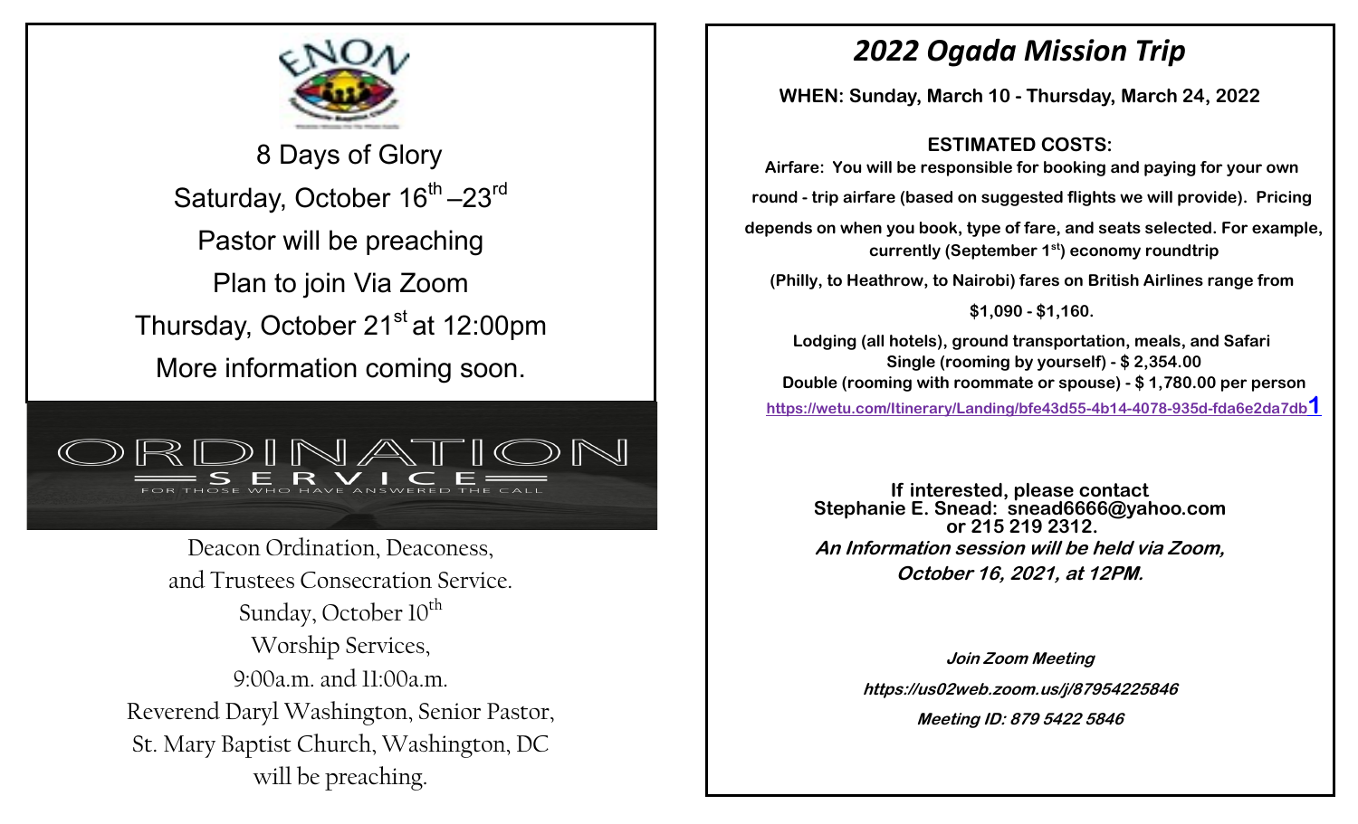ENON

8 Days of Glory

Saturday, October 16th –23rd

Pastor will be preaching

Plan to join Via Zoom

Thursday, October 21st at 12:00pm

More information coming soon.

ORDINATION

SERVICE

FOR THOSE WHO HAVE ANSWERED THE CALL

Deacon Ordination, Deaconess, and Trustees Consecration Service.

Sunday, October 10th

Worship Services,

9:00a.m. and 11:00a.m.

Reverend Daryl Washington, Senior Pastor, St. Mary Baptist Church, Washington, DC will be preaching.

# *2022 Ogada Mission Trip*

**WHEN: Sunday, March 10 - Thursday, March 24, 2022**

**ESTIMATED COSTS:**

**Airfare: You will be responsible for booking and paying for your own round - trip airfare (based on suggested flights we will provide). Pricing depends on when you book, type of fare, and seats selected. For example, currently (September 1st) economy roundtrip (Philly, to Heathrow, to Nairobi) fares on British Airlines range from $1,090 - $1,160.**

**Lodging (all hotels), ground transportation, meals, and Safari**

**Single (rooming by yourself) - $ 2,354.00**

**Double (rooming with roommate or spouse) - $ 1,780.00 per person**

https://wetu.com/Itinerary/Landing/bfe43d55-4b14-4078-935d-fda6e2da7db1

**If interested, please contact Stephanie E. Snead: snead6666@yahoo.com or 215 219 2312.**

***An Information session will be held via Zoom, October 16, 2021, at 12PM.***

***Join Zoom Meeting***

***https://us02web.zoom.us/j/87954225846***

***Meeting ID: 879 5422 5846***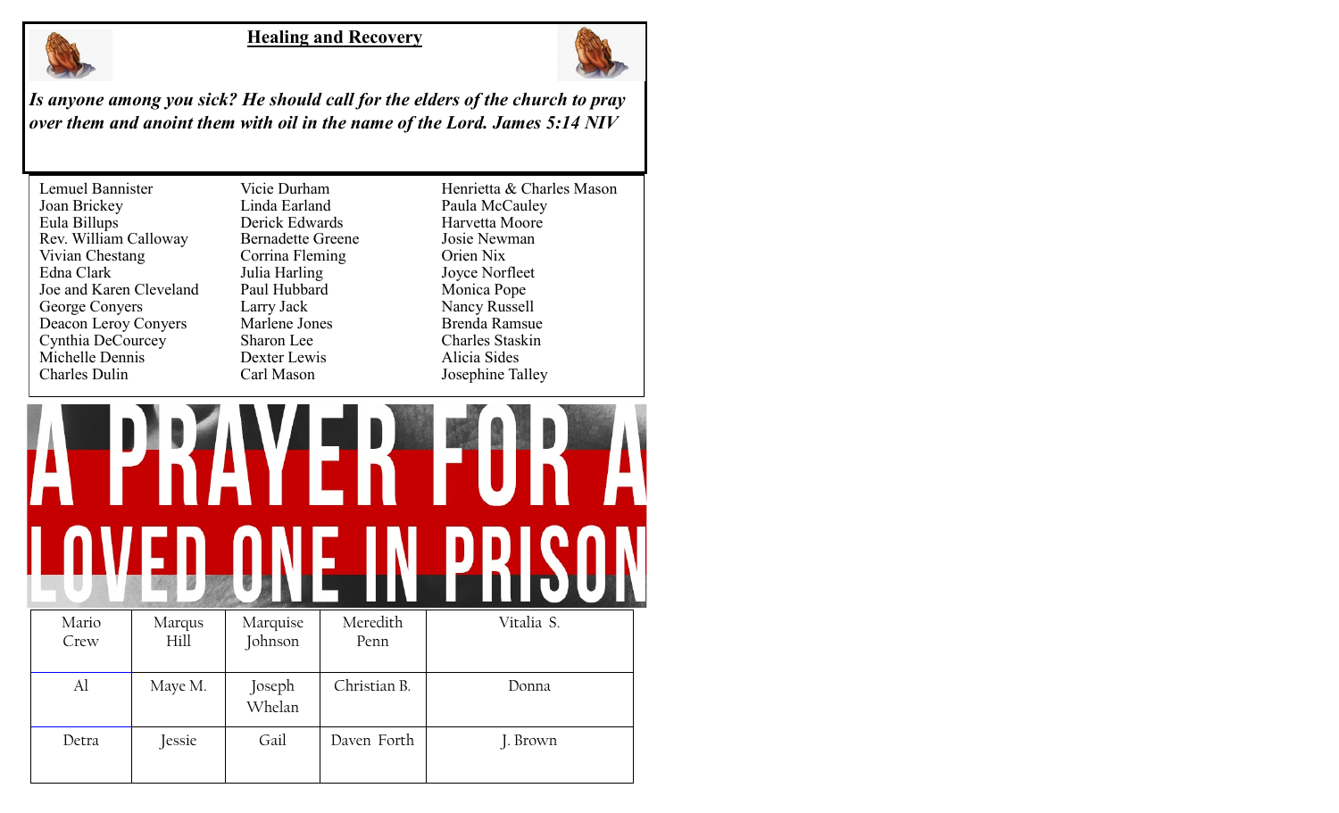## Healing and Recovery

***Is anyone among you sick? He should call for the elders of the church to pray over them and anoint them with oil in the name of the Lord. James 5:14 NIV***

| | | |
|---|---|---|
| Lemuel Bannister | Vicie Durham | Henrietta & Charles Mason |
| Joan Brickey | Linda Earland | Paula McCauley |
| Eula Billups | Derick Edwards | Harvetta Moore |
| Rev. William Calloway | Bernadette Greene | Josie Newman |
| Vivian Chestang | Corrina Fleming | Orien Nix |
| Edna Clark | Julia Harling | Joyce Norfleet |
| Joe and Karen Cleveland | Paul Hubbard | Monica Pope |
| George Conyers | Larry Jack | Nancy Russell |
| Deacon Leroy Conyers | Marlene Jones | Brenda Ramsue |
| Cynthia DeCourcey | Sharon Lee | Charles Staskin |
| Michelle Dennis | Dexter Lewis | Alicia Sides |
| Charles Dulin | Carl Mason | Josephine Talley |

## A PRAYER FOR A LOVED ONE IN PRISON

| | | | | |
|---|---|---|---|---|
| Mario Crew | Marqus Hill | Marquise Johnson | Meredith Penn | Vitalia S. |
| Al | Maye M. | Joseph Whelan | Christian B. | Donna |
| Detra | Jessie | Gail | Daven Forth | J. Brown |